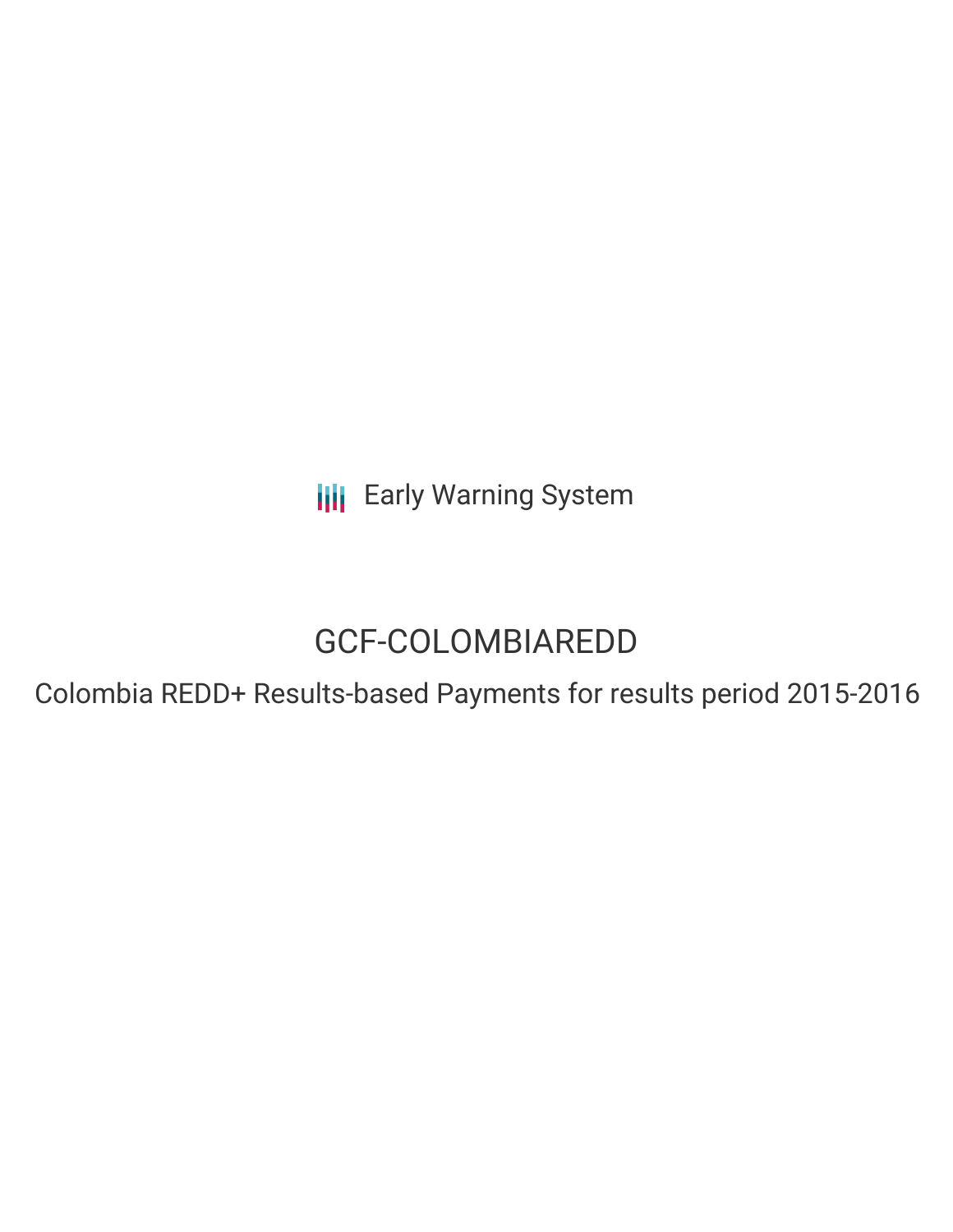Early Warning System

# GCF-COLOMBIAREDD

## Colombia REDD+ Results-based Payments for results period 2015-2016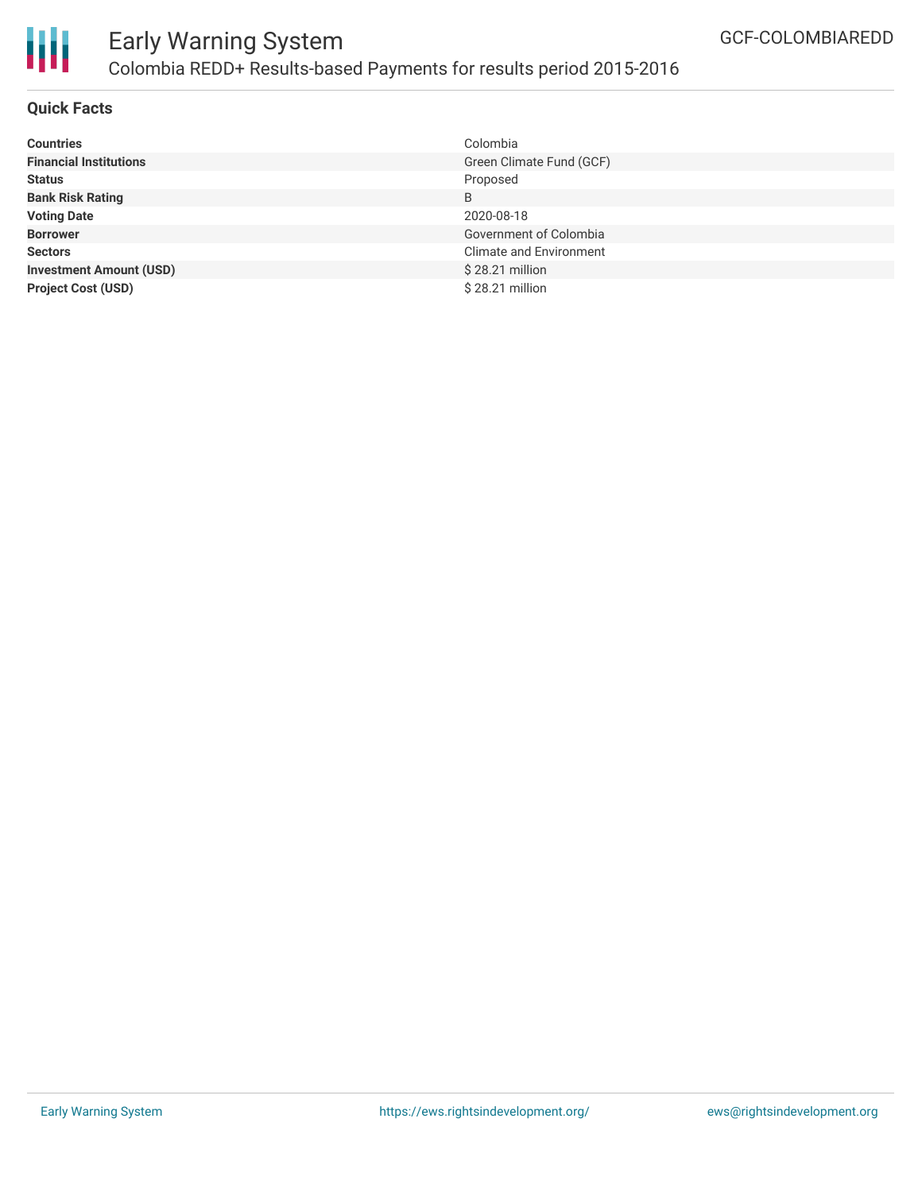# Early Warning System

## Colombia REDD+ Results-based Payments for results period 2015-2016

GCF-COLOMBIAREDD

### Quick Facts

| | |
|---|---|
| **Countries** | Colombia |
| **Financial Institutions** | Green Climate Fund (GCF) |
| **Status** | Proposed |
| **Bank Risk Rating** | B |
| **Voting Date** | 2020-08-18 |
| **Borrower** | Government of Colombia |
| **Sectors** | Climate and Environment |
| **Investment Amount (USD)** | $ 28.21 million |
| **Project Cost (USD)** | $ 28.21 million |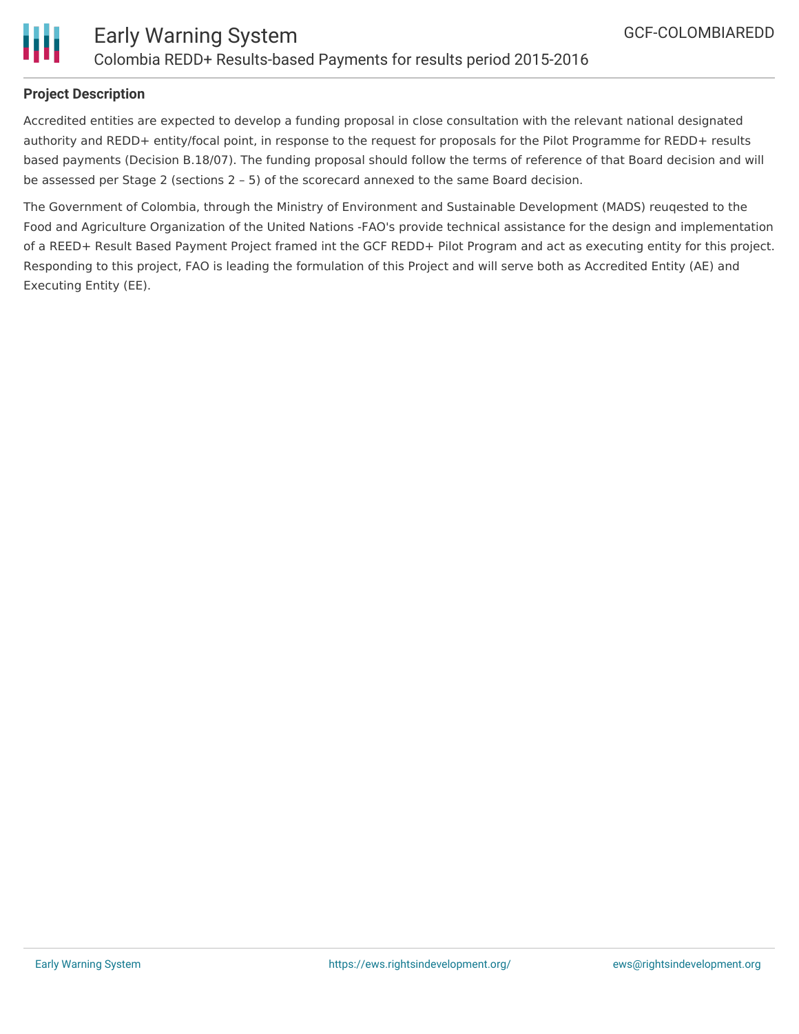**Project Description**

Accredited entities are expected to develop a funding proposal in close consultation with the relevant national designated authority and REDD+ entity/focal point, in response to the request for proposals for the Pilot Programme for REDD+ results based payments (Decision B.18/07). The funding proposal should follow the terms of reference of that Board decision and will be assessed per Stage 2 (sections 2 – 5) of the scorecard annexed to the same Board decision.

The Government of Colombia, through the Ministry of Environment and Sustainable Development (MADS) reuqested to the Food and Agriculture Organization of the United Nations -FAO's provide technical assistance for the design and implementation of a REED+ Result Based Payment Project framed int the GCF REDD+ Pilot Program and act as executing entity for this project. Responding to this project, FAO is leading the formulation of this Project and will serve both as Accredited Entity (AE) and Executing Entity (EE).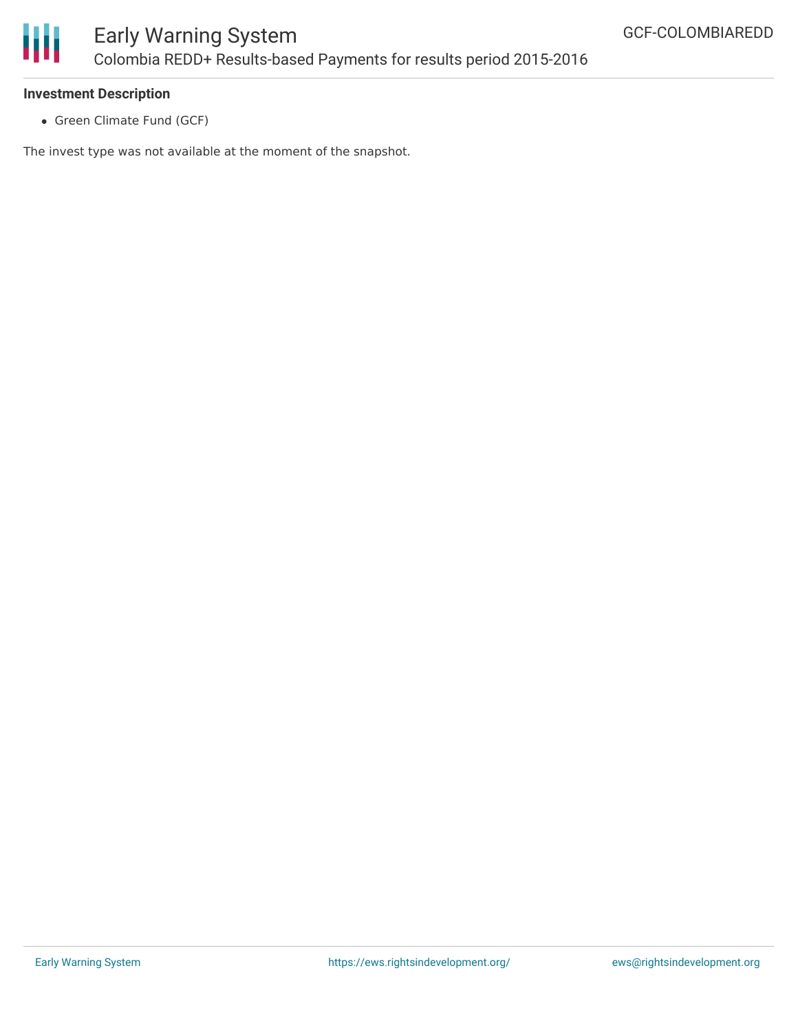**Investment Description**

- Green Climate Fund (GCF)

The invest type was not available at the moment of the snapshot.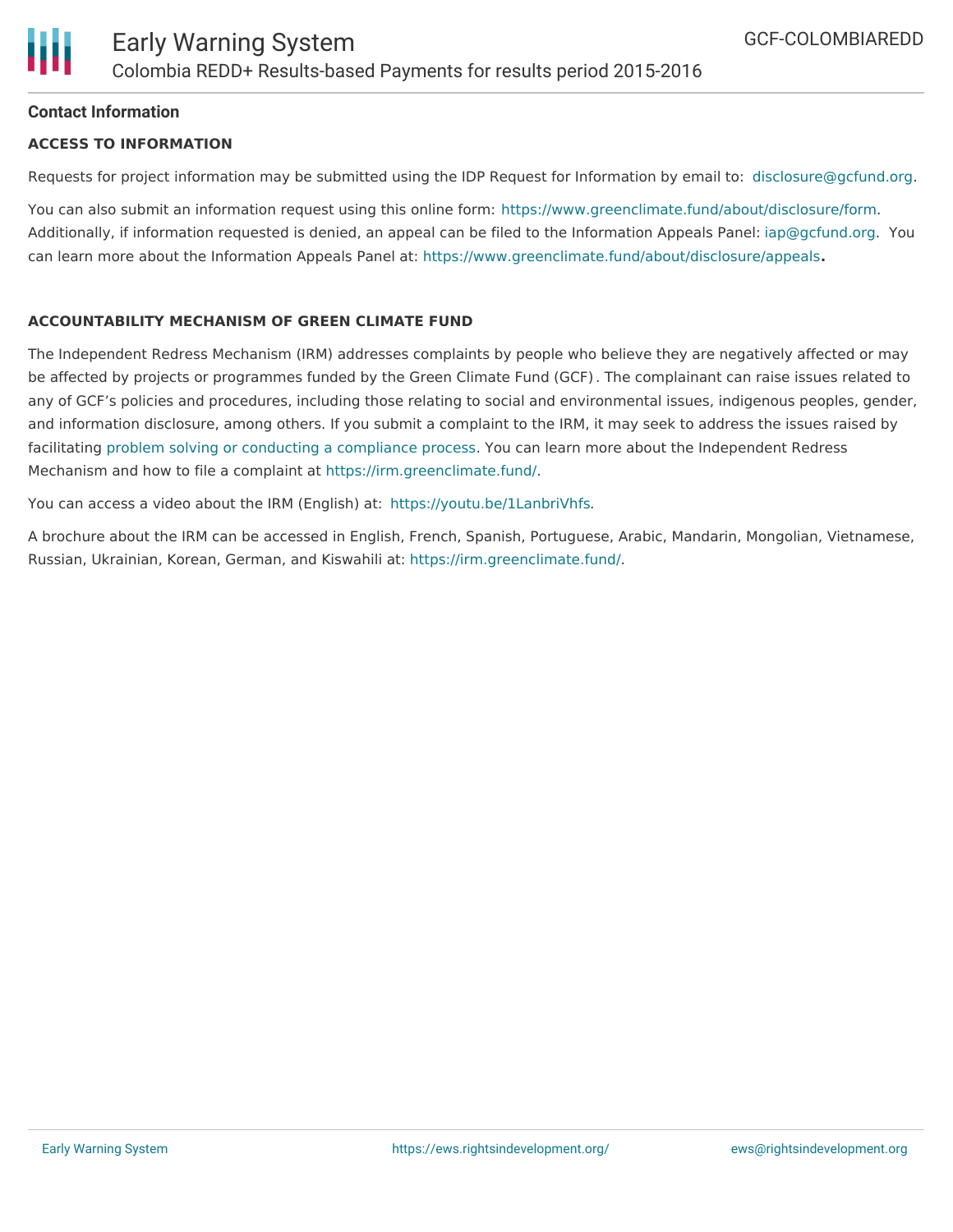## Contact Information

### ACCESS TO INFORMATION

Requests for project information may be submitted using the IDP Request for Information by email to: disclosure@gcfund.org.

You can also submit an information request using this online form: https://www.greenclimate.fund/about/disclosure/form. Additionally, if information requested is denied, an appeal can be filed to the Information Appeals Panel: iap@gcfund.org. You can learn more about the Information Appeals Panel at: https://www.greenclimate.fund/about/disclosure/appeals.

### ACCOUNTABILITY MECHANISM OF GREEN CLIMATE FUND

The Independent Redress Mechanism (IRM) addresses complaints by people who believe they are negatively affected or may be affected by projects or programmes funded by the Green Climate Fund (GCF). The complainant can raise issues related to any of GCF's policies and procedures, including those relating to social and environmental issues, indigenous peoples, gender, and information disclosure, among others. If you submit a complaint to the IRM, it may seek to address the issues raised by facilitating problem solving or conducting a compliance process. You can learn more about the Independent Redress Mechanism and how to file a complaint at https://irm.greenclimate.fund/.

You can access a video about the IRM (English) at: https://youtu.be/1LanbriVhfs.

A brochure about the IRM can be accessed in English, French, Spanish, Portuguese, Arabic, Mandarin, Mongolian, Vietnamese, Russian, Ukrainian, Korean, German, and Kiswahili at: https://irm.greenclimate.fund/.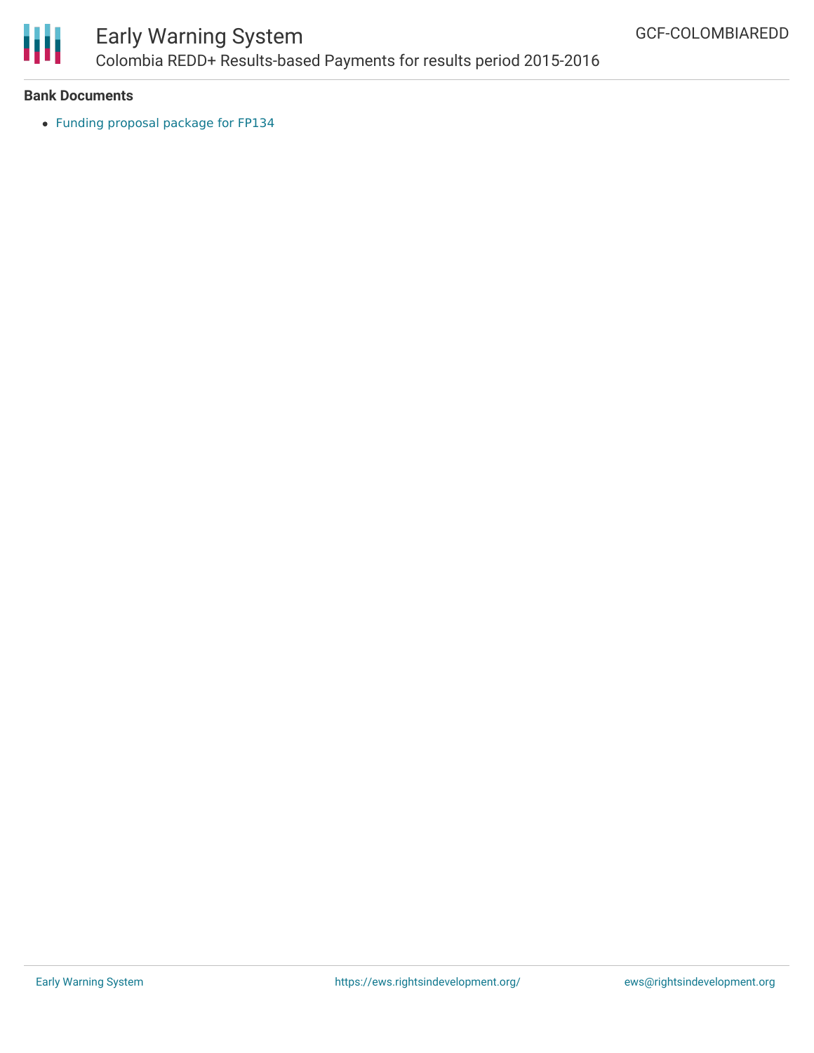**Bank Documents**

- Funding proposal package for FP134